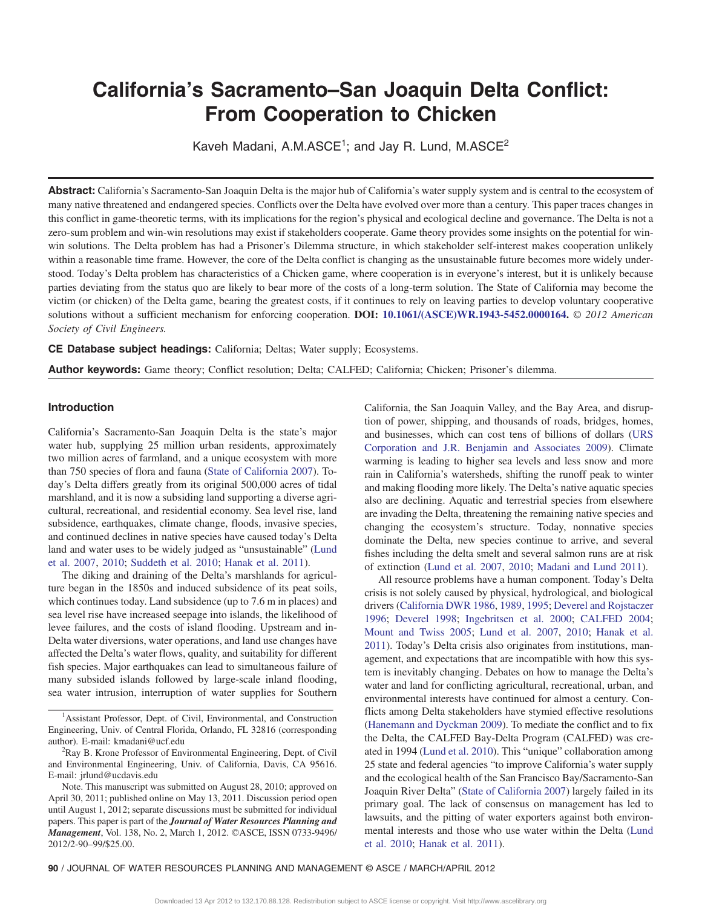# California's Sacramento–San Joaquin Delta Conflict: From Cooperation to Chicken

Kaveh Madani, A.M.ASCE[1]; and Jay R. Lund, M.ASCE[2]

**Abstract:** California's Sacramento-San Joaquin Delta is the major hub of California's water supply system and is central to the ecosystem of many native threatened and endangered species. Conflicts over the Delta have evolved over more than a century. This paper traces changes in this conflict in game-theoretic terms, with its implications for the region's physical and ecological decline and governance. The Delta is not a zero-sum problem and win-win resolutions may exist if stakeholders cooperate. Game theory provides some insights on the potential for win-win solutions. The Delta problem has had a Prisoner's Dilemma structure, in which stakeholder self-interest makes cooperation unlikely within a reasonable time frame. However, the core of the Delta conflict is changing as the unsustainable future becomes more widely understood. Today's Delta problem has characteristics of a Chicken game, where cooperation is in everyone's interest, but it is unlikely because parties deviating from the status quo are likely to bear more of the costs of a long-term solution. The State of California may become the victim (or chicken) of the Delta game, bearing the greatest costs, if it continues to rely on leaving parties to develop voluntary cooperative solutions without a sufficient mechanism for enforcing cooperation. **DOI: 10.1061/(ASCE)WR.1943-5452.0000164.** *© 2012 American Society of Civil Engineers.*

**CE Database subject headings:** California; Deltas; Water supply; Ecosystems.

**Author keywords:** Game theory; Conflict resolution; Delta; CALFED; California; Chicken; Prisoner's dilemma.

## Introduction

California's Sacramento-San Joaquin Delta is the state's major water hub, supplying 25 million urban residents, approximately two million acres of farmland, and a unique ecosystem with more than 750 species of flora and fauna (State of California 2007). Today's Delta differs greatly from its original 500,000 acres of tidal marshland, and it is now a subsiding land supporting a diverse agricultural, recreational, and residential economy. Sea level rise, land subsidence, earthquakes, climate change, floods, invasive species, and continued declines in native species have caused today's Delta land and water uses to be widely judged as "unsustainable" (Lund et al. 2007, 2010; Suddeth et al. 2010; Hanak et al. 2011).

The diking and draining of the Delta's marshlands for agriculture began in the 1850s and induced subsidence of its peat soils, which continues today. Land subsidence (up to 7.6 m in places) and sea level rise have increased seepage into islands, the likelihood of levee failures, and the costs of island flooding. Upstream and in-Delta water diversions, water operations, and land use changes have affected the Delta's water flows, quality, and suitability for different fish species. Major earthquakes can lead to simultaneous failure of many subsided islands followed by large-scale inland flooding, sea water intrusion, interruption of water supplies for Southern California, the San Joaquin Valley, and the Bay Area, and disruption of power, shipping, and thousands of roads, bridges, homes, and businesses, which can cost tens of billions of dollars (URS Corporation and J.R. Benjamin and Associates 2009). Climate warming is leading to higher sea levels and less snow and more rain in California's watersheds, shifting the runoff peak to winter and making flooding more likely. The Delta's native aquatic species also are declining. Aquatic and terrestrial species from elsewhere are invading the Delta, threatening the remaining native species and changing the ecosystem's structure. Today, nonnative species dominate the Delta, new species continue to arrive, and several fishes including the delta smelt and several salmon runs are at risk of extinction (Lund et al. 2007, 2010; Madani and Lund 2011).

All resource problems have a human component. Today's Delta crisis is not solely caused by physical, hydrological, and biological drivers (California DWR 1986, 1989, 1995; Deverel and Rojstaczer 1996; Deverel 1998; Ingebritsen et al. 2000; CALFED 2004; Mount and Twiss 2005; Lund et al. 2007, 2010; Hanak et al. 2011). Today's Delta crisis also originates from institutions, management, and expectations that are incompatible with how this system is inevitably changing. Debates on how to manage the Delta's water and land for conflicting agricultural, recreational, urban, and environmental interests have continued for almost a century. Conflicts among Delta stakeholders have stymied effective resolutions (Hanemann and Dyckman 2009). To mediate the conflict and to fix the Delta, the CALFED Bay-Delta Program (CALFED) was created in 1994 (Lund et al. 2010). This "unique" collaboration among 25 state and federal agencies "to improve California's water supply and the ecological health of the San Francisco Bay/Sacramento-San Joaquin River Delta" (State of California 2007) largely failed in its primary goal. The lack of consensus on management has led to lawsuits, and the pitting of water exporters against both environmental interests and those who use water within the Delta (Lund et al. 2010; Hanak et al. 2011).

---

[1]Assistant Professor, Dept. of Civil, Environmental, and Construction Engineering, Univ. of Central Florida, Orlando, FL 32816 (corresponding author). E-mail: kmadani@ucf.edu

[2]Ray B. Krone Professor of Environmental Engineering, Dept. of Civil and Environmental Engineering, Univ. of California, Davis, CA 95616. E-mail: jrlund@ucdavis.edu

Note. This manuscript was submitted on August 28, 2010; approved on April 30, 2011; published online on May 13, 2011. Discussion period open until August 1, 2012; separate discussions must be submitted for individual papers. This paper is part of the ***Journal of Water Resources Planning and Management***, Vol. 138, No. 2, March 1, 2012. ©ASCE, ISSN 0733-9496/2012/2-90–99/$25.00.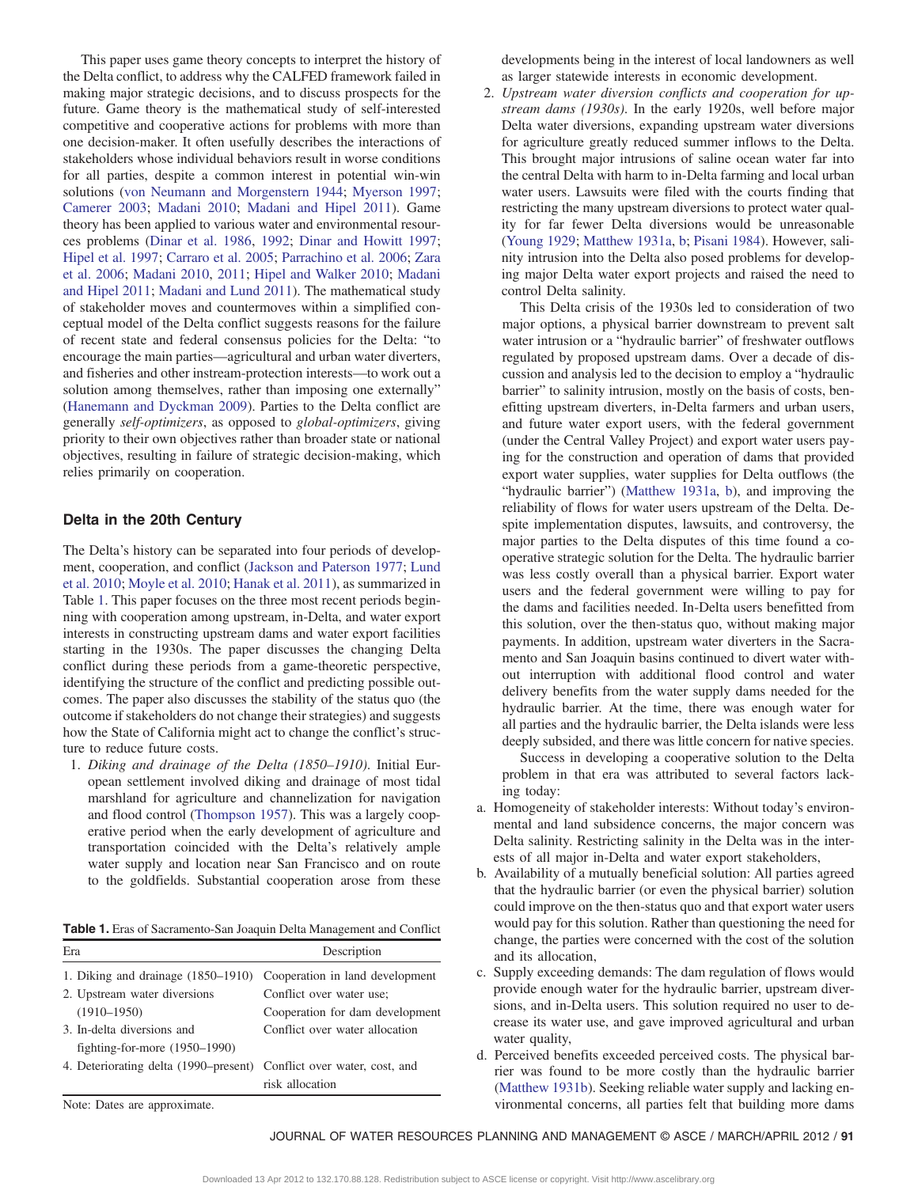This paper uses game theory concepts to interpret the history of the Delta conflict, to address why the CALFED framework failed in making major strategic decisions, and to discuss prospects for the future. Game theory is the mathematical study of self-interested competitive and cooperative actions for problems with more than one decision-maker. It often usefully describes the interactions of stakeholders whose individual behaviors result in worse conditions for all parties, despite a common interest in potential win-win solutions (von Neumann and Morgenstern 1944; Myerson 1997; Camerer 2003; Madani 2010; Madani and Hipel 2011). Game theory has been applied to various water and environmental resources problems (Dinar et al. 1986, 1992; Dinar and Howitt 1997; Hipel et al. 1997; Carraro et al. 2005; Parrachino et al. 2006; Zara et al. 2006; Madani 2010, 2011; Hipel and Walker 2010; Madani and Hipel 2011; Madani and Lund 2011). The mathematical study of stakeholder moves and countermoves within a simplified conceptual model of the Delta conflict suggests reasons for the failure of recent state and federal consensus policies for the Delta: "to encourage the main parties—agricultural and urban water diverters, and fisheries and other instream-protection interests—to work out a solution among themselves, rather than imposing one externally" (Hanemann and Dyckman 2009). Parties to the Delta conflict are generally *self-optimizers*, as opposed to *global-optimizers*, giving priority to their own objectives rather than broader state or national objectives, resulting in failure of strategic decision-making, which relies primarily on cooperation.

## Delta in the 20th Century

The Delta's history can be separated into four periods of development, cooperation, and conflict (Jackson and Paterson 1977; Lund et al. 2010; Moyle et al. 2010; Hanak et al. 2011), as summarized in Table 1. This paper focuses on the three most recent periods beginning with cooperation among upstream, in-Delta, and water export interests in constructing upstream dams and water export facilities starting in the 1930s. The paper discusses the changing Delta conflict during these periods from a game-theoretic perspective, identifying the structure of the conflict and predicting possible outcomes. The paper also discusses the stability of the status quo (the outcome if stakeholders do not change their strategies) and suggests how the State of California might act to change the conflict's structure to reduce future costs.

1. *Diking and drainage of the Delta (1850–1910)*. Initial European settlement involved diking and drainage of most tidal marshland for agriculture and channelization for navigation and flood control (Thompson 1957). This was a largely cooperative period when the early development of agriculture and transportation coincided with the Delta's relatively ample water supply and location near San Francisco and on route to the goldfields. Substantial cooperation arose from these developments being in the interest of local landowners as well as larger statewide interests in economic development.
2. *Upstream water diversion conflicts and cooperation for upstream dams (1930s)*. In the early 1920s, well before major Delta water diversions, expanding upstream water diversions for agriculture greatly reduced summer inflows to the Delta. This brought major intrusions of saline ocean water far into the central Delta with harm to in-Delta farming and local urban water users. Lawsuits were filed with the courts finding that restricting the many upstream diversions to protect water quality for far fewer Delta diversions would be unreasonable (Young 1929; Matthew 1931a, b; Pisani 1984). However, salinity intrusion into the Delta also posed problems for developing major Delta water export projects and raised the need to control Delta salinity.

   This Delta crisis of the 1930s led to consideration of two major options, a physical barrier downstream to prevent salt water intrusion or a "hydraulic barrier" of freshwater outflows regulated by proposed upstream dams. Over a decade of discussion and analysis led to the decision to employ a "hydraulic barrier" to salinity intrusion, mostly on the basis of costs, benefitting upstream diverters, in-Delta farmers and urban users, and future water export users, with the federal government (under the Central Valley Project) and export water users paying for the construction and operation of dams that provided export water supplies, water supplies for Delta outflows (the "hydraulic barrier") (Matthew 1931a, b), and improving the reliability of flows for water users upstream of the Delta. Despite implementation disputes, lawsuits, and controversy, the major parties to the Delta disputes of this time found a cooperative strategic solution for the Delta. The hydraulic barrier was less costly overall than a physical barrier. Export water users and the federal government were willing to pay for the dams and facilities needed. In-Delta users benefitted from this solution, over the then-status quo, without making major payments. In addition, upstream water diverters in the Sacramento and San Joaquin basins continued to divert water without interruption with additional flood control and water delivery benefits from the water supply dams needed for the hydraulic barrier. At the time, there was enough water for all parties and the hydraulic barrier, the Delta islands were less deeply subsided, and there was little concern for native species.

   Success in developing a cooperative solution to the Delta problem in that era was attributed to several factors lacking today:

**Table 1.** Eras of Sacramento-San Joaquin Delta Management and Conflict

| Era | Description |
|---|---|
| 1. Diking and drainage (1850–1910) | Cooperation in land development |
| 2. Upstream water diversions (1910–1950) | Conflict over water use; Cooperation for dam development |
| 3. In-delta diversions and fighting-for-more (1950–1990) | Conflict over water allocation |
| 4. Deteriorating delta (1990–present) | Conflict over water, cost, and risk allocation |

Note: Dates are approximate.

a. Homogeneity of stakeholder interests: Without today's environmental and land subsidence concerns, the major concern was Delta salinity. Restricting salinity in the Delta was in the interests of all major in-Delta and water export stakeholders,
b. Availability of a mutually beneficial solution: All parties agreed that the hydraulic barrier (or even the physical barrier) solution could improve on the then-status quo and that export water users would pay for this solution. Rather than questioning the need for change, the parties were concerned with the cost of the solution and its allocation,
c. Supply exceeding demands: The dam regulation of flows would provide enough water for the hydraulic barrier, upstream diversions, and in-Delta users. This solution required no user to decrease its water use, and gave improved agricultural and urban water quality,
d. Perceived benefits exceeded perceived costs. The physical barrier was found to be more costly than the hydraulic barrier (Matthew 1931b). Seeking reliable water supply and lacking environmental concerns, all parties felt that building more dams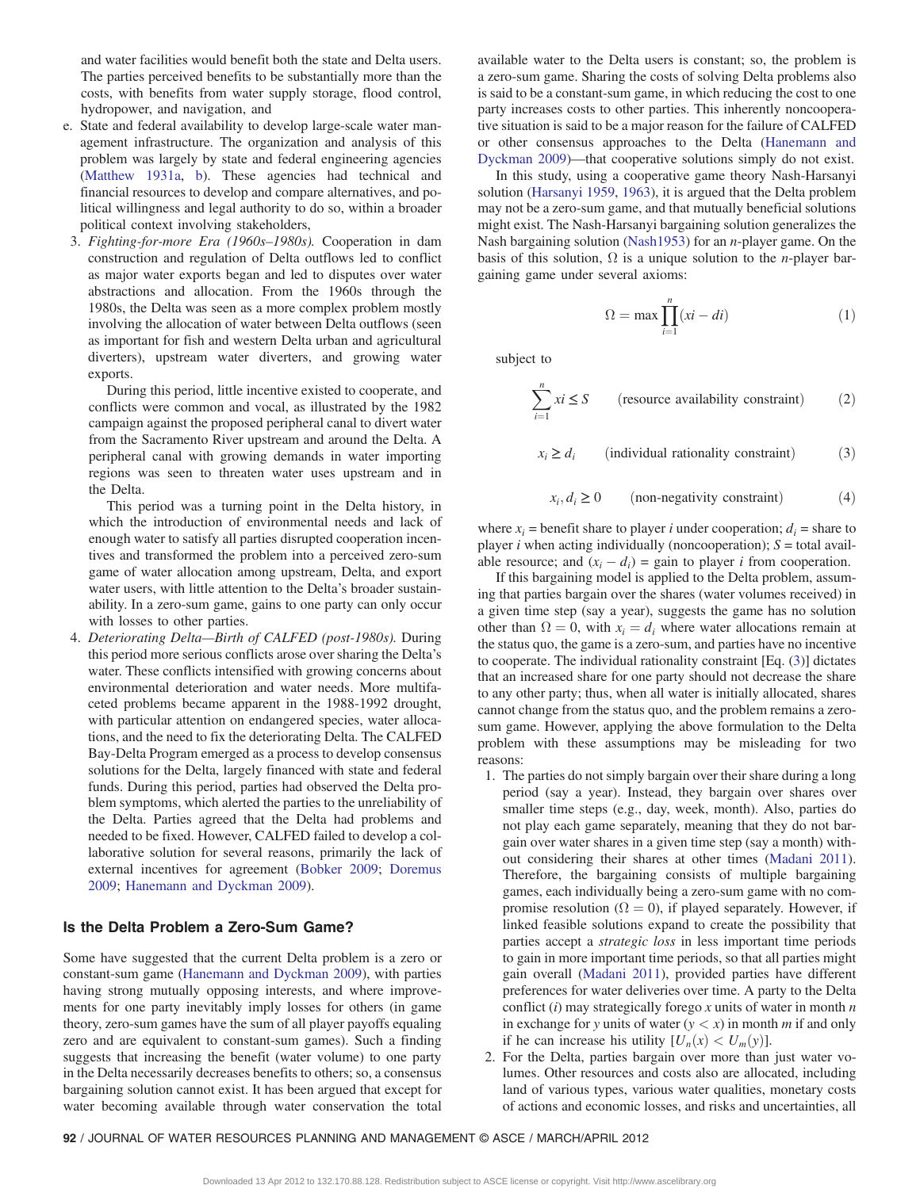and water facilities would benefit both the state and Delta users. The parties perceived benefits to be substantially more than the costs, with benefits from water supply storage, flood control, hydropower, and navigation, and

e. State and federal availability to develop large-scale water management infrastructure. The organization and analysis of this problem was largely by state and federal engineering agencies (Matthew 1931a, b). These agencies had technical and financial resources to develop and compare alternatives, and political willingness and legal authority to do so, within a broader political context involving stakeholders,

3. *Fighting-for-more Era (1960s–1980s).* Cooperation in dam construction and regulation of Delta outflows led to conflict as major water exports began and led to disputes over water abstractions and allocation. From the 1960s through the 1980s, the Delta was seen as a more complex problem mostly involving the allocation of water between Delta outflows (seen as important for fish and western Delta urban and agricultural diverters), upstream water diverters, and growing water exports.

   During this period, little incentive existed to cooperate, and conflicts were common and vocal, as illustrated by the 1982 campaign against the proposed peripheral canal to divert water from the Sacramento River upstream and around the Delta. A peripheral canal with growing demands in water importing regions was seen to threaten water uses upstream and in the Delta.

   This period was a turning point in the Delta history, in which the introduction of environmental needs and lack of enough water to satisfy all parties disrupted cooperation incentives and transformed the problem into a perceived zero-sum game of water allocation among upstream, Delta, and export water users, with little attention to the Delta's broader sustainability. In a zero-sum game, gains to one party can only occur with losses to other parties.

4. *Deteriorating Delta—Birth of CALFED (post-1980s).* During this period more serious conflicts arose over sharing the Delta's water. These conflicts intensified with growing concerns about environmental deterioration and water needs. More multifaceted problems became apparent in the 1988-1992 drought, with particular attention on endangered species, water allocations, and the need to fix the deteriorating Delta. The CALFED Bay-Delta Program emerged as a process to develop consensus solutions for the Delta, largely financed with state and federal funds. During this period, parties had observed the Delta problem symptoms, which alerted the parties to the unreliability of the Delta. Parties agreed that the Delta had problems and needed to be fixed. However, CALFED failed to develop a collaborative solution for several reasons, primarily the lack of external incentives for agreement (Bobker 2009; Doremus 2009; Hanemann and Dyckman 2009).

## Is the Delta Problem a Zero-Sum Game?

Some have suggested that the current Delta problem is a zero or constant-sum game (Hanemann and Dyckman 2009), with parties having strong mutually opposing interests, and where improvements for one party inevitably imply losses for others (in game theory, zero-sum games have the sum of all player payoffs equaling zero and are equivalent to constant-sum games). Such a finding suggests that increasing the benefit (water volume) to one party in the Delta necessarily decreases benefits to others; so, a consensus bargaining solution cannot exist. It has been argued that except for water becoming available through water conservation the total available water to the Delta users is constant; so, the problem is a zero-sum game. Sharing the costs of solving Delta problems also is said to be a constant-sum game, in which reducing the cost to one party increases costs to other parties. This inherently noncooperative situation is said to be a major reason for the failure of CALFED or other consensus approaches to the Delta (Hanemann and Dyckman 2009)—that cooperative solutions simply do not exist.

In this study, using a cooperative game theory Nash-Harsanyi solution (Harsanyi 1959, 1963), it is argued that the Delta problem may not be a zero-sum game, and that mutually beneficial solutions might exist. The Nash-Harsanyi bargaining solution generalizes the Nash bargaining solution (Nash1953) for an $n$-player game. On the basis of this solution, $\Omega$ is a unique solution to the $n$-player bargaining game under several axioms:

$$\Omega = \max \prod_{i=1}^{n} (xi - di) \tag{1}$$

subject to

$$\sum_{i=1}^{n} xi \leq S \qquad \text{(resource availability constraint)} \tag{2}$$

$$x_i \geq d_i \qquad \text{(individual rationality constraint)} \tag{3}$$

$$x_i, d_i \geq 0 \qquad \text{(non-negativity constraint)} \tag{4}$$

where $x_i$ = benefit share to player $i$ under cooperation; $d_i$ = share to player $i$ when acting individually (noncooperation); $S$ = total available resource; and $(x_i - d_i)$ = gain to player $i$ from cooperation.

If this bargaining model is applied to the Delta problem, assuming that parties bargain over the shares (water volumes received) in a given time step (say a year), suggests the game has no solution other than $\Omega = 0$, with $x_i = d_i$ where water allocations remain at the status quo, the game is a zero-sum, and parties have no incentive to cooperate. The individual rationality constraint [Eq. (3)] dictates that an increased share for one party should not decrease the share to any other party; thus, when all water is initially allocated, shares cannot change from the status quo, and the problem remains a zero-sum game. However, applying the above formulation to the Delta problem with these assumptions may be misleading for two reasons:

1. The parties do not simply bargain over their share during a long period (say a year). Instead, they bargain over shares over smaller time steps (e.g., day, week, month). Also, parties do not play each game separately, meaning that they do not bargain over water shares in a given time step (say a month) without considering their shares at other times (Madani 2011). Therefore, the bargaining consists of multiple bargaining games, each individually being a zero-sum game with no compromise resolution ($\Omega = 0$), if played separately. However, if linked feasible solutions expand to create the possibility that parties accept a *strategic loss* in less important time periods to gain in more important time periods, so that all parties might gain overall (Madani 2011), provided parties have different preferences for water deliveries over time. A party to the Delta conflict ($i$) may strategically forego $x$ units of water in month $n$ in exchange for $y$ units of water ($y < x$) in month $m$ if and only if he can increase his utility $[U_n(x) < U_m(y)]$.
2. For the Delta, parties bargain over more than just water volumes. Other resources and costs also are allocated, including land of various types, various water qualities, monetary costs of actions and economic losses, and risks and uncertainties, all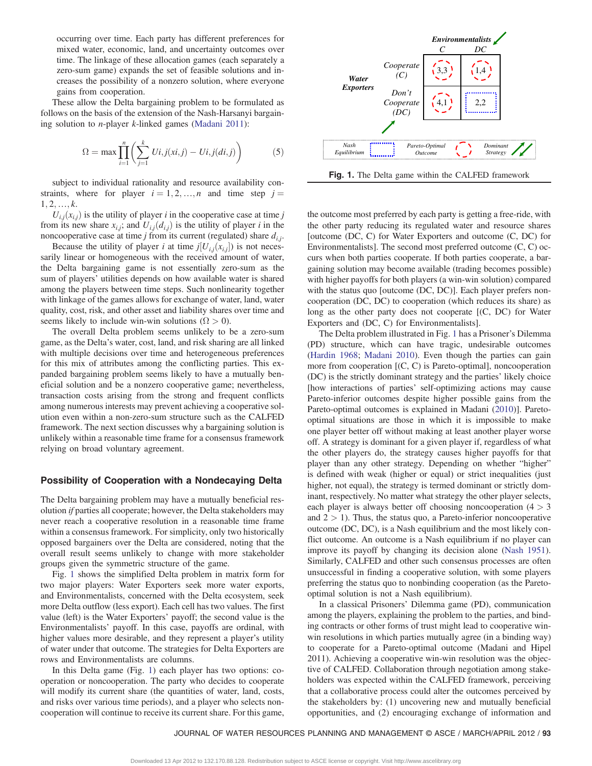occurring over time. Each party has different preferences for mixed water, economic, land, and uncertainty outcomes over time. The linkage of these allocation games (each separately a zero-sum game) expands the set of feasible solutions and increases the possibility of a nonzero solution, where everyone gains from cooperation.

These allow the Delta bargaining problem to be formulated as follows on the basis of the extension of the Nash-Harsanyi bargaining solution to $n$-player $k$-linked games (Madani 2011):

$$\Omega = \max \prod_{i=1}^{n} \left( \sum_{j=1}^{k} Ui,j(xi,j) - Ui,j(di,j) \right) \tag{5}$$

subject to individual rationality and resource availability constraints, where for player $i = 1, 2, \ldots, n$ and time step $j = 1, 2, \ldots, k$.

$U_{i,j}(x_{i,j})$ is the utility of player $i$ in the cooperative case at time $j$ from its new share $x_{i,j}$; and $U_{i,j}(d_{i,j})$ is the utility of player $i$ in the noncooperative case at time $j$ from its current (regulated) share $d_{i,j}$.

Because the utility of player $i$ at time $j[U_{i,j}(x_{i,j})]$ is not necessarily linear or homogeneous with the received amount of water, the Delta bargaining game is not essentially zero-sum as the sum of players' utilities depends on how available water is shared among the players between time steps. Such nonlinearity together with linkage of the games allows for exchange of water, land, water quality, cost, risk, and other asset and liability shares over time and seems likely to include win-win solutions ($\Omega > 0$).

The overall Delta problem seems unlikely to be a zero-sum game, as the Delta's water, cost, land, and risk sharing are all linked with multiple decisions over time and heterogeneous preferences for this mix of attributes among the conflicting parties. This expanded bargaining problem seems likely to have a mutually beneficial solution and be a nonzero cooperative game; nevertheless, transaction costs arising from the strong and frequent conflicts among numerous interests may prevent achieving a cooperative solution even within a non-zero-sum structure such as the CALFED framework. The next section discusses why a bargaining solution is unlikely within a reasonable time frame for a consensus framework relying on broad voluntary agreement.

## Possibility of Cooperation with a Nondecaying Delta

The Delta bargaining problem may have a mutually beneficial resolution *if* parties all cooperate; however, the Delta stakeholders may never reach a cooperative resolution in a reasonable time frame within a consensus framework. For simplicity, only two historically opposed bargainers over the Delta are considered, noting that the overall result seems unlikely to change with more stakeholder groups given the symmetric structure of the game.

Fig. 1 shows the simplified Delta problem in matrix form for two major players: Water Exporters seek more water exports, and Environmentalists, concerned with the Delta ecosystem, seek more Delta outflow (less export). Each cell has two values. The first value (left) is the Water Exporters' payoff; the second value is the Environmentalists' payoff. In this case, payoffs are ordinal, with higher values more desirable, and they represent a player's utility of water under that outcome. The strategies for Delta Exporters are rows and Environmentalists are columns.

In this Delta game (Fig. 1) each player has two options: cooperation or noncooperation. The party who decides to cooperate will modify its current share (the quantities of water, land, costs, and risks over various time periods), and a player who selects noncooperation will continue to receive its current share. For this game,

| Water Exporters \ Environmentalists | C | DC |
|---|---|---|
| Cooperate (C) | 3,3 | 1,4 |
| Don't Cooperate (DC) | 4,1 | 2,2 |

Nash Equilibrium: (DC, DC); Pareto-Optimal Outcome: (C, C), (C, DC), (DC, C); Dominant Strategy: DC

**Fig. 1.** The Delta game within the CALFED framework

the outcome most preferred by each party is getting a free-ride, with the other party reducing its regulated water and resource shares [outcome (DC, C) for Water Exporters and outcome (C, DC) for Environmentalists]. The second most preferred outcome (C, C) occurs when both parties cooperate. If both parties cooperate, a bargaining solution may become available (trading becomes possible) with higher payoffs for both players (a win-win solution) compared with the status quo [outcome (DC, DC)]. Each player prefers noncooperation (DC, DC) to cooperation (which reduces its share) as long as the other party does not cooperate [(C, DC) for Water Exporters and (DC, C) for Environmentalists].

The Delta problem illustrated in Fig. 1 has a Prisoner's Dilemma (PD) structure, which can have tragic, undesirable outcomes (Hardin 1968; Madani 2010). Even though the parties can gain more from cooperation [(C, C) is Pareto-optimal], noncooperation (DC) is the strictly dominant strategy and the parties' likely choice [how interactions of parties' self-optimizing actions may cause Pareto-inferior outcomes despite higher possible gains from the Pareto-optimal outcomes is explained in Madani (2010)]. Pareto-optimal situations are those in which it is impossible to make one player better off without making at least another player worse off. A strategy is dominant for a given player if, regardless of what the other players do, the strategy causes higher payoffs for that player than any other strategy. Depending on whether "higher" is defined with weak (higher or equal) or strict inequalities (just higher, not equal), the strategy is termed dominant or strictly dominant, respectively. No matter what strategy the other player selects, each player is always better off choosing noncooperation ($4 > 3$ and $2 > 1$). Thus, the status quo, a Pareto-inferior noncooperative outcome (DC, DC), is a Nash equilibrium and the most likely conflict outcome. An outcome is a Nash equilibrium if no player can improve its payoff by changing its decision alone (Nash 1951). Similarly, CALFED and other such consensus processes are often unsuccessful in finding a cooperative solution, with some players preferring the status quo to nonbinding cooperation (as the Pareto-optimal solution is not a Nash equilibrium).

In a classical Prisoners' Dilemma game (PD), communication among the players, explaining the problem to the parties, and binding contracts or other forms of trust might lead to cooperative win-win resolutions in which parties mutually agree (in a binding way) to cooperate for a Pareto-optimal outcome (Madani and Hipel 2011). Achieving a cooperative win-win resolution was the objective of CALFED. Collaboration through negotiation among stakeholders was expected within the CALFED framework, perceiving that a collaborative process could alter the outcomes perceived by the stakeholders by: (1) uncovering new and mutually beneficial opportunities, and (2) encouraging exchange of information and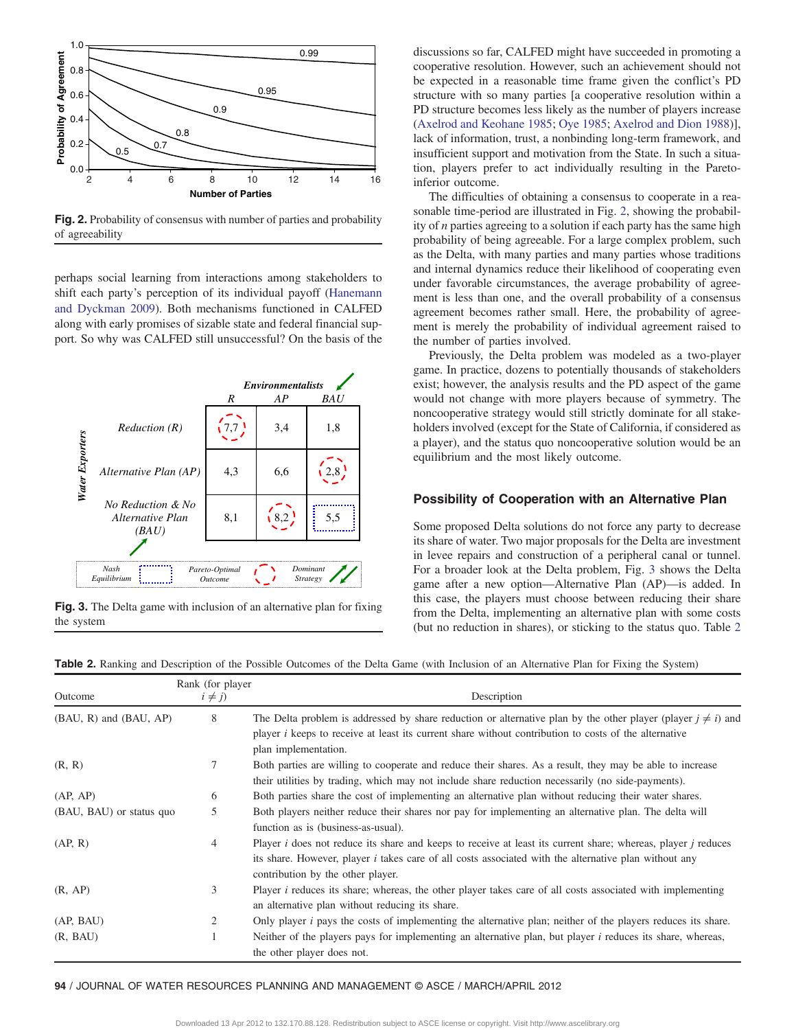Fig. 2. Probability of consensus with number of parties and probability of agreeability

perhaps social learning from interactions among stakeholders to shift each party's perception of its individual payoff (Hanemann and Dyckman 2009). Both mechanisms functioned in CALFED along with early promises of sizable state and federal financial support. So why was CALFED still unsuccessful? On the basis of the discussions so far, CALFED might have succeeded in promoting a cooperative resolution. However, such an achievement should not be expected in a reasonable time frame given the conflict's PD structure with so many parties [a cooperative resolution within a PD structure becomes less likely as the number of players increase (Axelrod and Keohane 1985; Oye 1985; Axelrod and Dion 1988)], lack of information, trust, a nonbinding long-term framework, and insufficient support and motivation from the State. In such a situation, players prefer to act individually resulting in the Pareto-inferior outcome.

The difficulties of obtaining a consensus to cooperate in a reasonable time-period are illustrated in Fig. 2, showing the probability of $n$ parties agreeing to a solution if each party has the same high probability of being agreeable. For a large complex problem, such as the Delta, with many parties and many parties whose traditions and internal dynamics reduce their likelihood of cooperating even under favorable circumstances, the average probability of agreement is less than one, and the overall probability of a consensus agreement becomes rather small. Here, the probability of agreement is merely the probability of individual agreement raised to the number of parties involved.

Previously, the Delta problem was modeled as a two-player game. In practice, dozens to potentially thousands of stakeholders exist; however, the analysis results and the PD aspect of the game would not change with more players because of symmetry. The noncooperative strategy would still strictly dominate for all stakeholders involved (except for the State of California, if considered as a player), and the status quo noncooperative solution would be an equilibrium and the most likely outcome.

Fig. 3. The Delta game with inclusion of an alternative plan for fixing the system

## Possibility of Cooperation with an Alternative Plan

Some proposed Delta solutions do not force any party to decrease its share of water. Two major proposals for the Delta are investment in levee repairs and construction of a peripheral canal or tunnel. For a broader look at the Delta problem, Fig. 3 shows the Delta game after a new option—Alternative Plan (AP)—is added. In this case, the players must choose between reducing their share from the Delta, implementing an alternative plan with some costs (but no reduction in shares), or sticking to the status quo. Table 2

**Table 2.** Ranking and Description of the Possible Outcomes of the Delta Game (with Inclusion of an Alternative Plan for Fixing the System)

| Outcome | Rank (for player $i \neq j$) | Description |
|---|---|---|
| (BAU, R) and (BAU, AP) | 8 | The Delta problem is addressed by share reduction or alternative plan by the other player (player $j \neq i$) and player $i$ keeps to receive at least its current share without contribution to costs of the alternative plan implementation. |
| (R, R) | 7 | Both parties are willing to cooperate and reduce their shares. As a result, they may be able to increase their utilities by trading, which may not include share reduction necessarily (no side-payments). |
| (AP, AP) | 6 | Both parties share the cost of implementing an alternative plan without reducing their water shares. |
| (BAU, BAU) or status quo | 5 | Both players neither reduce their shares nor pay for implementing an alternative plan. The delta will function as is (business-as-usual). |
| (AP, R) | 4 | Player $i$ does not reduce its share and keeps to receive at least its current share; whereas, player $j$ reduces its share. However, player $i$ takes care of all costs associated with the alternative plan without any contribution by the other player. |
| (R, AP) | 3 | Player $i$ reduces its share; whereas, the other player takes care of all costs associated with implementing an alternative plan without reducing its share. |
| (AP, BAU) | 2 | Only player $i$ pays the costs of implementing the alternative plan; neither of the players reduces its share. |
| (R, BAU) | 1 | Neither of the players pays for implementing an alternative plan, but player $i$ reduces its share, whereas, the other player does not. |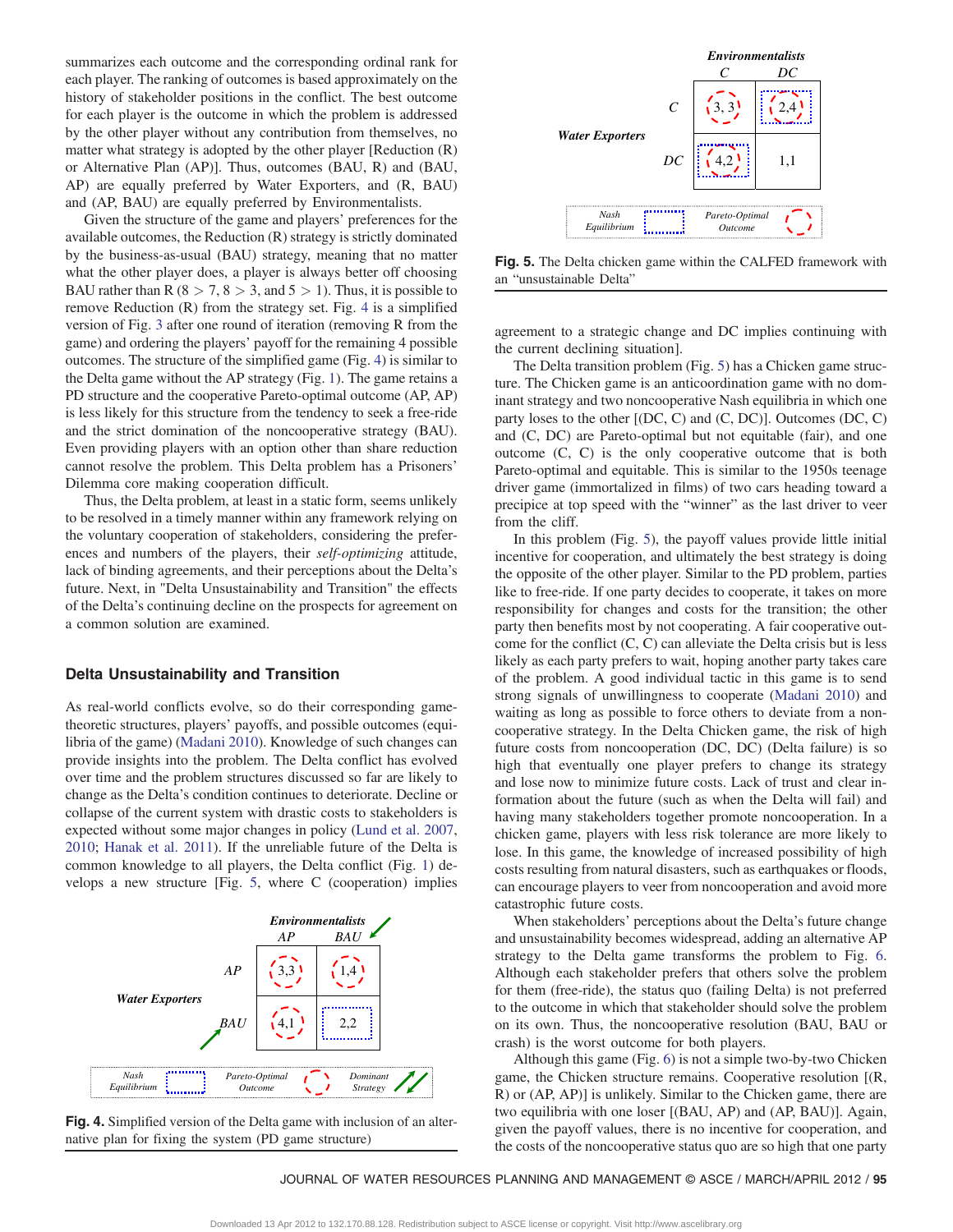summarizes each outcome and the corresponding ordinal rank for each player. The ranking of outcomes is based approximately on the history of stakeholder positions in the conflict. The best outcome for each player is the outcome in which the problem is addressed by the other player without any contribution from themselves, no matter what strategy is adopted by the other player [Reduction (R) or Alternative Plan (AP)]. Thus, outcomes (BAU, R) and (BAU, AP) are equally preferred by Water Exporters, and (R, BAU) and (AP, BAU) are equally preferred by Environmentalists.

Given the structure of the game and players' preferences for the available outcomes, the Reduction (R) strategy is strictly dominated by the business-as-usual (BAU) strategy, meaning that no matter what the other player does, a player is always better off choosing BAU rather than R ($8 > 7, 8 > 3$, and $5 > 1$). Thus, it is possible to remove Reduction (R) from the strategy set. Fig. 4 is a simplified version of Fig. 3 after one round of iteration (removing R from the game) and ordering the players' payoff for the remaining 4 possible outcomes. The structure of the simplified game (Fig. 4) is similar to the Delta game without the AP strategy (Fig. 1). The game retains a PD structure and the cooperative Pareto-optimal outcome (AP, AP) is less likely for this structure from the tendency to seek a free-ride and the strict domination of the noncooperative strategy (BAU). Even providing players with an option other than share reduction cannot resolve the problem. This Delta problem has a Prisoners' Dilemma core making cooperation difficult.

Thus, the Delta problem, at least in a static form, seems unlikely to be resolved in a timely manner within any framework relying on the voluntary cooperation of stakeholders, considering the preferences and numbers of the players, their *self-optimizing* attitude, lack of binding agreements, and their perceptions about the Delta's future. Next, in "Delta Unsustainability and Transition" the effects of the Delta's continuing decline on the prospects for agreement on a common solution are examined.

## Delta Unsustainability and Transition

As real-world conflicts evolve, so do their corresponding game-theoretic structures, players' payoffs, and possible outcomes (equilibria of the game) (Madani 2010). Knowledge of such changes can provide insights into the problem. The Delta conflict has evolved over time and the problem structures discussed so far are likely to change as the Delta's condition continues to deteriorate. Decline or collapse of the current system with drastic costs to stakeholders is expected without some major changes in policy (Lund et al. 2007, 2010; Hanak et al. 2011). If the unreliable future of the Delta is common knowledge to all players, the Delta conflict (Fig. 1) develops a new structure [Fig. 5, where C (cooperation) implies agreement to a strategic change and DC implies continuing with the current declining situation].

| Water Exporters \ Environmentalists | AP | BAU |
|---|---|---|
| AP | 3,3 | 1,4 |
| BAU | 4,1 | 2,2 |

Nash Equilibrium: (BAU, BAU)
Pareto-Optimal Outcome: (AP, AP), (AP, BAU), (BAU, AP)
Dominant Strategy: BAU

**Fig. 4.** Simplified version of the Delta game with inclusion of an alternative plan for fixing the system (PD game structure)

| Water Exporters \ Environmentalists | C | DC |
|---|---|---|
| C | 3, 3 | 2,4 |
| DC | 4,2 | 1,1 |

Nash Equilibrium: (C, DC), (DC, C)
Pareto-Optimal Outcome: (C, C), (C, DC), (DC, C)

**Fig. 5.** The Delta chicken game within the CALFED framework with an "unsustainable Delta"

The Delta transition problem (Fig. 5) has a Chicken game structure. The Chicken game is an anticoordination game with no dominant strategy and two noncooperative Nash equilibria in which one party loses to the other [(DC, C) and (C, DC)]. Outcomes (DC, C) and (C, DC) are Pareto-optimal but not equitable (fair), and one outcome (C, C) is the only cooperative outcome that is both Pareto-optimal and equitable. This is similar to the 1950s teenage driver game (immortalized in films) of two cars heading toward a precipice at top speed with the "winner" as the last driver to veer from the cliff.

In this problem (Fig. 5), the payoff values provide little initial incentive for cooperation, and ultimately the best strategy is doing the opposite of the other player. Similar to the PD problem, parties like to free-ride. If one party decides to cooperate, it takes on more responsibility for changes and costs for the transition; the other party then benefits most by not cooperating. A fair cooperative outcome for the conflict (C, C) can alleviate the Delta crisis but is less likely as each party prefers to wait, hoping another party takes care of the problem. A good individual tactic in this game is to send strong signals of unwillingness to cooperate (Madani 2010) and waiting as long as possible to force others to deviate from a noncooperative strategy. In the Delta Chicken game, the risk of high future costs from noncooperation (DC, DC) (Delta failure) is so high that eventually one player prefers to change its strategy and lose now to minimize future costs. Lack of trust and clear information about the future (such as when the Delta will fail) and having many stakeholders together promote noncooperation. In a chicken game, players with less risk tolerance are more likely to lose. In this game, the knowledge of increased possibility of high costs resulting from natural disasters, such as earthquakes or floods, can encourage players to veer from noncooperation and avoid more catastrophic future costs.

When stakeholders' perceptions about the Delta's future change and unsustainability becomes widespread, adding an alternative AP strategy to the Delta game transforms the problem to Fig. 6. Although each stakeholder prefers that others solve the problem for them (free-ride), the status quo (failing Delta) is not preferred to the outcome in which that stakeholder should solve the problem on its own. Thus, the noncooperative resolution (BAU, BAU or crash) is the worst outcome for both players.

Although this game (Fig. 6) is not a simple two-by-two Chicken game, the Chicken structure remains. Cooperative resolution [(R, R) or (AP, AP)] is unlikely. Similar to the Chicken game, there are two equilibria with one loser [(BAU, AP) and (AP, BAU)]. Again, given the payoff values, there is no incentive for cooperation, and the costs of the noncooperative status quo are so high that one party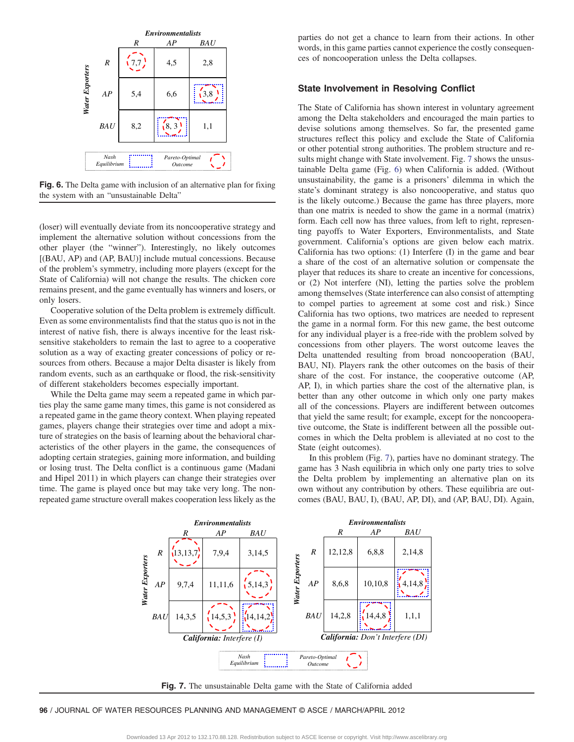| | | Environmentalists | | |
|---|---|---|---|---|
| | | R | AP | BAU |
| Water Exporters | R | 7,7 | 4,5 | 2,8 |
| | AP | 5,4 | 6,6 | 3,8 |
| | BAU | 8,2 | 8, 3 | 1,1 |

Nash Equilibrium: (AP, BAU), (BAU, AP); Pareto-Optimal Outcome: (R, R), (AP, BAU), (BAU, AP)

**Fig. 6.** The Delta game with inclusion of an alternative plan for fixing the system with an "unsustainable Delta"

(loser) will eventually deviate from its noncooperative strategy and implement the alternative solution without concessions from the other player (the "winner"). Interestingly, no likely outcomes [(BAU, AP) and (AP, BAU)] include mutual concessions. Because of the problem's symmetry, including more players (except for the State of California) will not change the results. The chicken core remains present, and the game eventually has winners and losers, or only losers.

Cooperative solution of the Delta problem is extremely difficult. Even as some environmentalists find that the status quo is not in the interest of native fish, there is always incentive for the least risk-sensitive stakeholders to remain the last to agree to a cooperative solution as a way of exacting greater concessions of policy or resources from others. Because a major Delta disaster is likely from random events, such as an earthquake or flood, the risk-sensitivity of different stakeholders becomes especially important.

While the Delta game may seem a repeated game in which parties play the same game many times, this game is not considered as a repeated game in the game theory context. When playing repeated games, players change their strategies over time and adopt a mixture of strategies on the basis of learning about the behavioral characteristics of the other players in the game, the consequences of adopting certain strategies, gaining more information, and building or losing trust. The Delta conflict is a continuous game (Madani and Hipel 2011) in which players can change their strategies over time. The game is played once but may take very long. The non-repeated game structure overall makes cooperation less likely as the parties do not get a chance to learn from their actions. In other words, in this game parties cannot experience the costly consequences of noncooperation unless the Delta collapses.

## State Involvement in Resolving Conflict

The State of California has shown interest in voluntary agreement among the Delta stakeholders and encouraged the main parties to devise solutions among themselves. So far, the presented game structures reflect this policy and exclude the State of California or other potential strong authorities. The problem structure and results might change with State involvement. Fig. 7 shows the unsustainable Delta game (Fig. 6) when California is added. (Without unsustainability, the game is a prisoners' dilemma in which the state's dominant strategy is also noncooperative, and status quo is the likely outcome.) Because the game has three players, more than one matrix is needed to show the game in a normal (matrix) form. Each cell now has three values, from left to right, representing payoffs to Water Exporters, Environmentalists, and State government. California's options are given below each matrix. California has two options: (1) Interfere (I) in the game and bear a share of the cost of an alternative solution or compensate the player that reduces its share to create an incentive for concessions, or (2) Not interfere (NI), letting the parties solve the problem among themselves (State interference can also consist of attempting to compel parties to agreement at some cost and risk.) Since California has two options, two matrices are needed to represent the game in a normal form. For this new game, the best outcome for any individual player is a free-ride with the problem solved by concessions from other players. The worst outcome leaves the Delta unattended resulting from broad noncooperation (BAU, BAU, NI). Players rank the other outcomes on the basis of their share of the cost. For instance, the cooperative outcome (AP, AP, I), in which parties share the cost of the alternative plan, is better than any other outcome in which only one party makes all of the concessions. Players are indifferent between outcomes that yield the same result; for example, except for the noncooperative outcome, the State is indifferent between all the possible outcomes in which the Delta problem is alleviated at no cost to the State (eight outcomes).

In this problem (Fig. 7), parties have no dominant strategy. The game has 3 Nash equilibria in which only one party tries to solve the Delta problem by implementing an alternative plan on its own without any contribution by others. These equilibria are outcomes (BAU, BAU, I), (BAU, AP, DI), and (AP, BAU, DI). Again,

California: Interfere (I)

| | | Environmentalists | | |
|---|---|---|---|---|
| | | R | AP | BAU |
| Water Exporters | R | 13,13,7 | 7,9,4 | 3,14,5 |
| | AP | 9,7,4 | 11,11,6 | 5,14,3 |
| | BAU | 14,3,5 | 14,5,3 | 14,14,2 |

California: Don't Interfere (DI)

| | | Environmentalists | | |
|---|---|---|---|---|
| | | R | AP | BAU |
| Water Exporters | R | 12,12,8 | 6,8,8 | 2,14,8 |
| | AP | 8,6,8 | 10,10,8 | 4,14,8 |
| | BAU | 14,2,8 | 14,4,8 | 1,1,1 |

Nash Equilibrium: (BAU, BAU, I), (AP, BAU, DI), (BAU, AP, DI); Pareto-Optimal Outcome: (R, R, I), (AP, BAU, I), (BAU, AP, I), (BAU, BAU, I), (AP, BAU, DI), (BAU, AP, DI)

**Fig. 7.** The unsustainable Delta game with the State of California added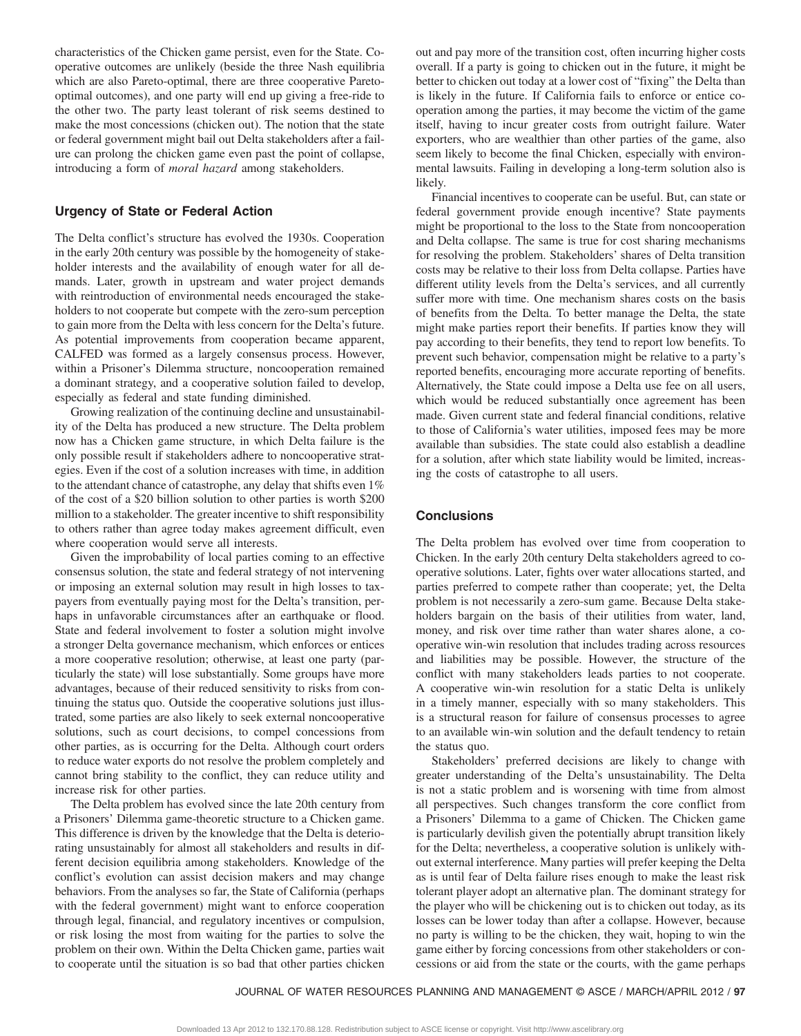characteristics of the Chicken game persist, even for the State. Cooperative outcomes are unlikely (beside the three Nash equilibria which are also Pareto-optimal, there are three cooperative Pareto-optimal outcomes), and one party will end up giving a free-ride to the other two. The party least tolerant of risk seems destined to make the most concessions (chicken out). The notion that the state or federal government might bail out Delta stakeholders after a failure can prolong the chicken game even past the point of collapse, introducing a form of *moral hazard* among stakeholders.

### Urgency of State or Federal Action

The Delta conflict's structure has evolved the 1930s. Cooperation in the early 20th century was possible by the homogeneity of stakeholder interests and the availability of enough water for all demands. Later, growth in upstream and water project demands with reintroduction of environmental needs encouraged the stakeholders to not cooperate but compete with the zero-sum perception to gain more from the Delta with less concern for the Delta's future. As potential improvements from cooperation became apparent, CALFED was formed as a largely consensus process. However, within a Prisoner's Dilemma structure, noncooperation remained a dominant strategy, and a cooperative solution failed to develop, especially as federal and state funding diminished.

Growing realization of the continuing decline and unsustainability of the Delta has produced a new structure. The Delta problem now has a Chicken game structure, in which Delta failure is the only possible result if stakeholders adhere to noncooperative strategies. Even if the cost of a solution increases with time, in addition to the attendant chance of catastrophe, any delay that shifts even 1% of the cost of a $20 billion solution to other parties is worth $200 million to a stakeholder. The greater incentive to shift responsibility to others rather than agree today makes agreement difficult, even where cooperation would serve all interests.

Given the improbability of local parties coming to an effective consensus solution, the state and federal strategy of not intervening or imposing an external solution may result in high losses to taxpayers from eventually paying most for the Delta's transition, perhaps in unfavorable circumstances after an earthquake or flood. State and federal involvement to foster a solution might involve a stronger Delta governance mechanism, which enforces or entices a more cooperative resolution; otherwise, at least one party (particularly the state) will lose substantially. Some groups have more advantages, because of their reduced sensitivity to risks from continuing the status quo. Outside the cooperative solutions just illustrated, some parties are also likely to seek external noncooperative solutions, such as court decisions, to compel concessions from other parties, as is occurring for the Delta. Although court orders to reduce water exports do not resolve the problem completely and cannot bring stability to the conflict, they can reduce utility and increase risk for other parties.

The Delta problem has evolved since the late 20th century from a Prisoners' Dilemma game-theoretic structure to a Chicken game. This difference is driven by the knowledge that the Delta is deteriorating unsustainably for almost all stakeholders and results in different decision equilibria among stakeholders. Knowledge of the conflict's evolution can assist decision makers and may change behaviors. From the analyses so far, the State of California (perhaps with the federal government) might want to enforce cooperation through legal, financial, and regulatory incentives or compulsion, or risk losing the most from waiting for the parties to solve the problem on their own. Within the Delta Chicken game, parties wait to cooperate until the situation is so bad that other parties chicken out and pay more of the transition cost, often incurring higher costs overall. If a party is going to chicken out in the future, it might be better to chicken out today at a lower cost of "fixing" the Delta than is likely in the future. If California fails to enforce or entice cooperation among the parties, it may become the victim of the game itself, having to incur greater costs from outright failure. Water exporters, who are wealthier than other parties of the game, also seem likely to become the final Chicken, especially with environmental lawsuits. Failing in developing a long-term solution also is likely.

Financial incentives to cooperate can be useful. But, can state or federal government provide enough incentive? State payments might be proportional to the loss to the State from noncooperation and Delta collapse. The same is true for cost sharing mechanisms for resolving the problem. Stakeholders' shares of Delta transition costs may be relative to their loss from Delta collapse. Parties have different utility levels from the Delta's services, and all currently suffer more with time. One mechanism shares costs on the basis of benefits from the Delta. To better manage the Delta, the state might make parties report their benefits. If parties know they will pay according to their benefits, they tend to report low benefits. To prevent such behavior, compensation might be relative to a party's reported benefits, encouraging more accurate reporting of benefits. Alternatively, the State could impose a Delta use fee on all users, which would be reduced substantially once agreement has been made. Given current state and federal financial conditions, relative to those of California's water utilities, imposed fees may be more available than subsidies. The state could also establish a deadline for a solution, after which state liability would be limited, increasing the costs of catastrophe to all users.

## Conclusions

The Delta problem has evolved over time from cooperation to Chicken. In the early 20th century Delta stakeholders agreed to cooperative solutions. Later, fights over water allocations started, and parties preferred to compete rather than cooperate; yet, the Delta problem is not necessarily a zero-sum game. Because Delta stakeholders bargain on the basis of their utilities from water, land, money, and risk over time rather than water shares alone, a cooperative win-win resolution that includes trading across resources and liabilities may be possible. However, the structure of the conflict with many stakeholders leads parties to not cooperate. A cooperative win-win resolution for a static Delta is unlikely in a timely manner, especially with so many stakeholders. This is a structural reason for failure of consensus processes to agree to an available win-win solution and the default tendency to retain the status quo.

Stakeholders' preferred decisions are likely to change with greater understanding of the Delta's unsustainability. The Delta is not a static problem and is worsening with time from almost all perspectives. Such changes transform the core conflict from a Prisoners' Dilemma to a game of Chicken. The Chicken game is particularly devilish given the potentially abrupt transition likely for the Delta; nevertheless, a cooperative solution is unlikely without external interference. Many parties will prefer keeping the Delta as is until fear of Delta failure rises enough to make the least risk tolerant player adopt an alternative plan. The dominant strategy for the player who will be chickening out is to chicken out today, as its losses can be lower today than after a collapse. However, because no party is willing to be the chicken, they wait, hoping to win the game either by forcing concessions from other stakeholders or concessions or aid from the state or the courts, with the game perhaps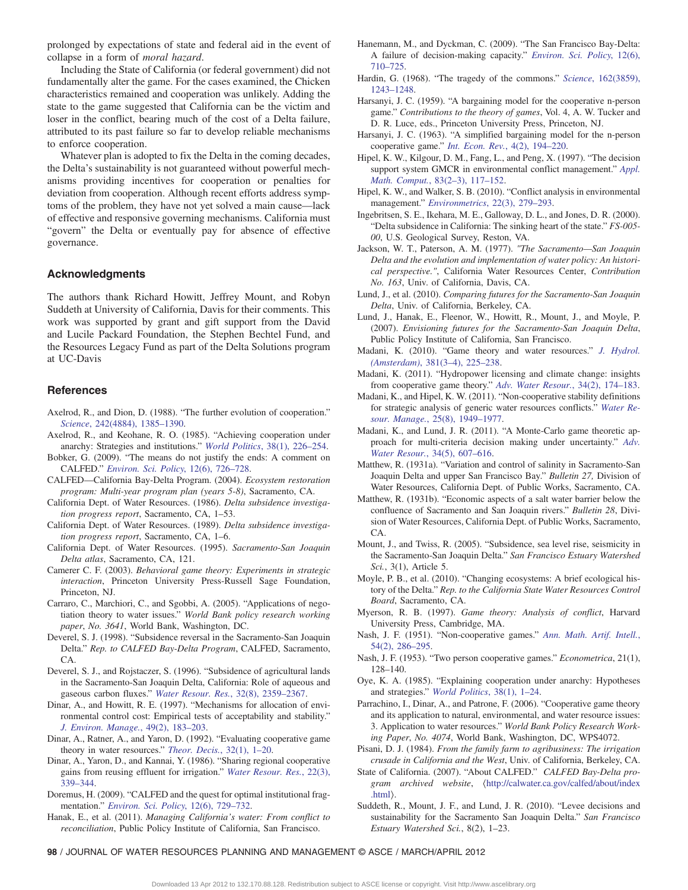prolonged by expectations of state and federal aid in the event of collapse in a form of *moral hazard*.

Including the State of California (or federal government) did not fundamentally alter the game. For the cases examined, the Chicken characteristics remained and cooperation was unlikely. Adding the state to the game suggested that California can be the victim and loser in the conflict, bearing much of the cost of a Delta failure, attributed to its past failure so far to develop reliable mechanisms to enforce cooperation.

Whatever plan is adopted to fix the Delta in the coming decades, the Delta's sustainability is not guaranteed without powerful mechanisms providing incentives for cooperation or penalties for deviation from cooperation. Although recent efforts address symptoms of the problem, they have not yet solved a main cause—lack of effective and responsive governing mechanisms. California must "govern" the Delta or eventually pay for absence of effective governance.

## Acknowledgments

The authors thank Richard Howitt, Jeffrey Mount, and Robyn Suddeth at University of California, Davis for their comments. This work was supported by grant and gift support from the David and Lucile Packard Foundation, the Stephen Bechtel Fund, and the Resources Legacy Fund as part of the Delta Solutions program at UC-Davis

## References

Axelrod, R., and Dion, D. (1988). "The further evolution of cooperation." *Science*, 242(4884), 1385–1390.

Axelrod, R., and Keohane, R. O. (1985). "Achieving cooperation under anarchy: Strategies and institutions." *World Politics*, 38(1), 226–254.

Bobker, G. (2009). "The means do not justify the ends: A comment on CALFED." *Environ. Sci. Policy*, 12(6), 726–728.

CALFED—California Bay-Delta Program. (2004). *Ecosystem restoration program: Multi-year program plan (years 5-8)*, Sacramento, CA.

California Dept. of Water Resources. (1986). *Delta subsidence investigation progress report*, Sacramento, CA, 1–53.

California Dept. of Water Resources. (1989). *Delta subsidence investigation progress report*, Sacramento, CA, 1–6.

California Dept. of Water Resources. (1995). *Sacramento-San Joaquin Delta atlas*, Sacramento, CA, 121.

Camerer C. F. (2003). *Behavioral game theory: Experiments in strategic interaction*, Princeton University Press-Russell Sage Foundation, Princeton, NJ.

Carraro, C., Marchiori, C., and Sgobbi, A. (2005). "Applications of negotiation theory to water issues." *World Bank policy research working paper*, *No. 3641*, World Bank, Washington, DC.

Deverel, S. J. (1998). "Subsidence reversal in the Sacramento-San Joaquin Delta." *Rep. to CALFED Bay-Delta Program*, CALFED, Sacramento, CA.

Deverel, S. J., and Rojstaczer, S. (1996). "Subsidence of agricultural lands in the Sacramento-San Joaquin Delta, California: Role of aqueous and gaseous carbon fluxes." *Water Resour. Res.*, 32(8), 2359–2367.

Dinar, A., and Howitt, R. E. (1997). "Mechanisms for allocation of environmental control cost: Empirical tests of acceptability and stability." *J. Environ. Manage.*, 49(2), 183–203.

Dinar, A., Ratner, A., and Yaron, D. (1992). "Evaluating cooperative game theory in water resources." *Theor. Decis.*, 32(1), 1–20.

Dinar, A., Yaron, D., and Kannai, Y. (1986). "Sharing regional cooperative gains from reusing effluent for irrigation." *Water Resour. Res.*, 22(3), 339–344.

Doremus, H. (2009). "CALFED and the quest for optimal institutional fragmentation." *Environ. Sci. Policy*, 12(6), 729–732.

Hanak, E., et al. (2011). *Managing California's water: From conflict to reconciliation*, Public Policy Institute of California, San Francisco.

Hanemann, M., and Dyckman, C. (2009). "The San Francisco Bay-Delta: A failure of decision-making capacity." *Environ. Sci. Policy*, 12(6), 710–725.

Hardin, G. (1968). "The tragedy of the commons." *Science*, 162(3859), 1243–1248.

Harsanyi, J. C. (1959). "A bargaining model for the cooperative n-person game." *Contributions to the theory of games*, Vol. 4, A. W. Tucker and D. R. Luce, eds., Princeton University Press, Princeton, NJ.

Harsanyi, J. C. (1963). "A simplified bargaining model for the n-person cooperative game." *Int. Econ. Rev.*, 4(2), 194–220.

Hipel, K. W., Kilgour, D. M., Fang, L., and Peng, X. (1997). "The decision support system GMCR in environmental conflict management." *Appl. Math. Comput.*, 83(2–3), 117–152.

Hipel, K. W., and Walker, S. B. (2010). "Conflict analysis in environmental management." *Environmetrics*, 22(3), 279–293.

Ingebritsen, S. E., Ikehara, M. E., Galloway, D. L., and Jones, D. R. (2000). "Delta subsidence in California: The sinking heart of the state." *FS-005-00*, U.S. Geological Survey, Reston, VA.

Jackson, W. T., Paterson, A. M. (1977). *"The Sacramento—San Joaquin Delta and the evolution and implementation of water policy: An historical perspective."*, California Water Resources Center, *Contribution No. 163*, Univ. of California, Davis, CA.

Lund, J., et al. (2010). *Comparing futures for the Sacramento-San Joaquin Delta*, Univ. of California, Berkeley, CA.

Lund, J., Hanak, E., Fleenor, W., Howitt, R., Mount, J., and Moyle, P. (2007). *Envisioning futures for the Sacramento-San Joaquin Delta*, Public Policy Institute of California, San Francisco.

Madani, K. (2010). "Game theory and water resources." *J. Hydrol. (Amsterdam)*, 381(3–4), 225–238.

Madani, K. (2011). "Hydropower licensing and climate change: insights from cooperative game theory." *Adv. Water Resour.*, 34(2), 174–183.

Madani, K., and Hipel, K. W. (2011). "Non-cooperative stability definitions for strategic analysis of generic water resources conflicts." *Water Resour. Manage.*, 25(8), 1949–1977.

Madani, K., and Lund, J. R. (2011). "A Monte-Carlo game theoretic approach for multi-criteria decision making under uncertainty." *Adv. Water Resour.*, 34(5), 607–616.

Matthew, R. (1931a). "Variation and control of salinity in Sacramento-San Joaquin Delta and upper San Francisco Bay." *Bulletin 27,* Division of Water Resources, California Dept. of Public Works, Sacramento, CA.

Matthew, R. (1931b). "Economic aspects of a salt water barrier below the confluence of Sacramento and San Joaquin rivers." *Bulletin 28*, Division of Water Resources, California Dept. of Public Works, Sacramento, CA.

Mount, J., and Twiss, R. (2005). "Subsidence, sea level rise, seismicity in the Sacramento-San Joaquin Delta." *San Francisco Estuary Watershed Sci.*, 3(1), Article 5.

Moyle, P. B., et al. (2010). "Changing ecosystems: A brief ecological history of the Delta." *Rep. to the California State Water Resources Control Board*, Sacramento, CA.

Myerson, R. B. (1997). *Game theory: Analysis of conflict*, Harvard University Press, Cambridge, MA.

Nash, J. F. (1951). "Non-cooperative games." *Ann. Math. Artif. Intell.*, 54(2), 286–295.

Nash, J. F. (1953). "Two person cooperative games." *Econometrica*, 21(1), 128–140.

Oye, K. A. (1985). "Explaining cooperation under anarchy: Hypotheses and strategies." *World Politics*, 38(1), 1–24.

Parrachino, I., Dinar, A., and Patrone, F. (2006). "Cooperative game theory and its application to natural, environmental, and water resource issues: 3. Application to water resources." *World Bank Policy Research Working Paper*, *No. 4074*, World Bank, Washington, DC, WPS4072.

Pisani, D. J. (1984). *From the family farm to agribusiness: The irrigation crusade in California and the West*, Univ. of California, Berkeley, CA.

State of California. (2007). "About CALFED." *CALFED Bay-Delta program archived website*, ⟨http://calwater.ca.gov/calfed/about/index.html⟩.

Suddeth, R., Mount, J. F., and Lund, J. R. (2010). "Levee decisions and sustainability for the Sacramento San Joaquin Delta." *San Francisco Estuary Watershed Sci.*, 8(2), 1–23.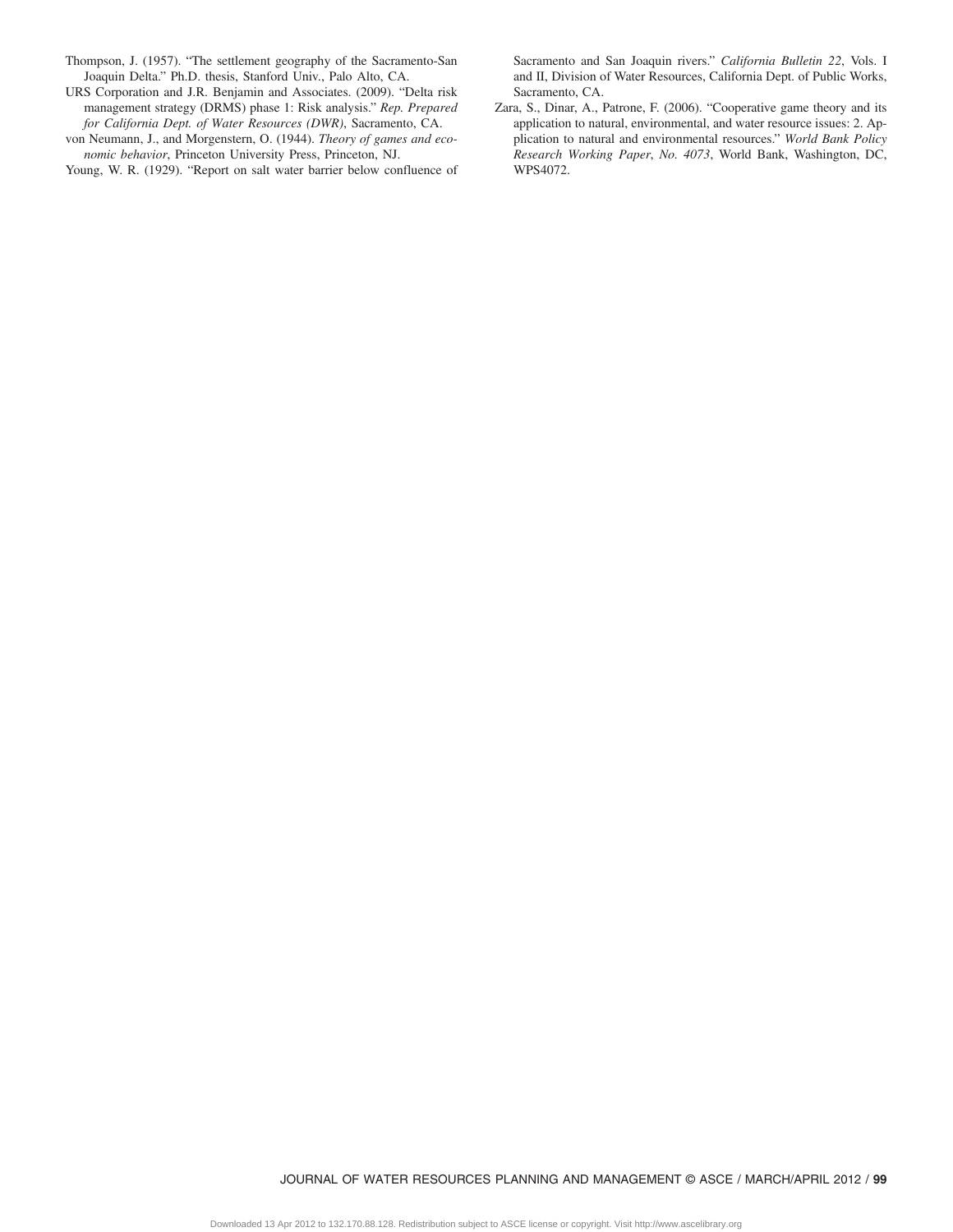Thompson, J. (1957). "The settlement geography of the Sacramento-San Joaquin Delta." Ph.D. thesis, Stanford Univ., Palo Alto, CA.

URS Corporation and J.R. Benjamin and Associates. (2009). "Delta risk management strategy (DRMS) phase 1: Risk analysis." *Rep. Prepared for California Dept. of Water Resources (DWR)*, Sacramento, CA.

von Neumann, J., and Morgenstern, O. (1944). *Theory of games and economic behavior*, Princeton University Press, Princeton, NJ.

Young, W. R. (1929). "Report on salt water barrier below confluence of Sacramento and San Joaquin rivers." *California Bulletin 22*, Vols. I and II, Division of Water Resources, California Dept. of Public Works, Sacramento, CA.

Zara, S., Dinar, A., Patrone, F. (2006). "Cooperative game theory and its application to natural, environmental, and water resource issues: 2. Application to natural and environmental resources." *World Bank Policy Research Working Paper*, *No. 4073*, World Bank, Washington, DC, WPS4072.